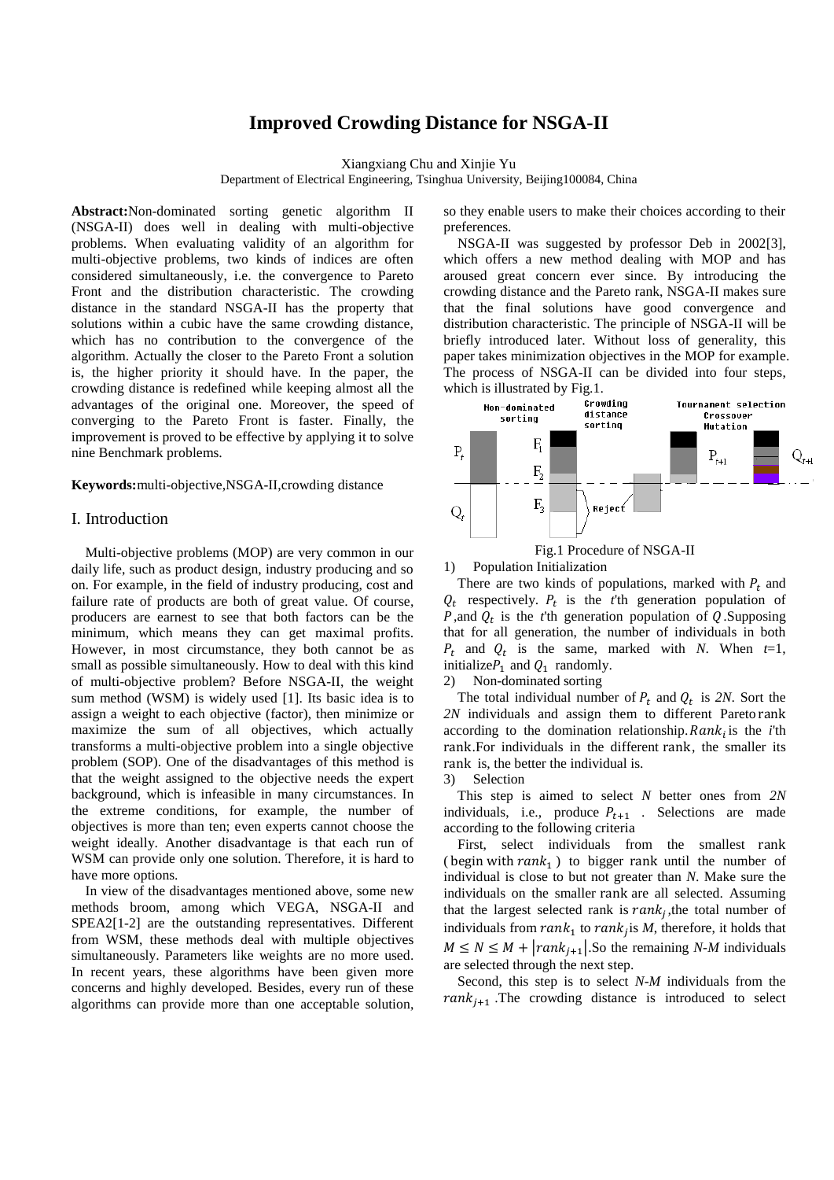# Improved Crowding Distance for NSGA-II

Xiangxiang Chu and Xinjie Yu

Department of Electrical Engineering, Tsinghua University, Beijing100084, China

**Abstract:**Non-dominated sorting genetic algorithm II (NSGA-II) does well in dealing with multi-objective problems. When evaluating validity of an algorithm for multi-objective problems, two kinds of indices are often considered simultaneously, i.e. the convergence to Pareto Front and the distribution characteristic. The crowding distance in the standard NSGA-II has the property that solutions within a cubic have the same crowding distance, which has no contribution to the convergence of the algorithm. Actually the closer to the Pareto Front a solution is, the higher priority it should have. In the paper, the crowding distance is redefined while keeping almost all the advantages of the original one. Moreover, the speed of converging to the Pareto Front is faster. Finally, the improvement is proved to be effective by applying it to solve nine Benchmark problems.

**Keywords:**multi-objective,NSGA-II,crowding distance

## I. Introduction

Multi-objective problems (MOP) are very common in our daily life, such as product design, industry producing and so on. For example, in the field of industry producing, cost and failure rate of products are both of great value. Of course, producers are earnest to see that both factors can be the minimum, which means they can get maximal profits. However, in most circumstance, they both cannot be as small as possible simultaneously. How to deal with this kind of multi-objective problem? Before NSGA-II, the weight sum method (WSM) is widely used [1]. Its basic idea is to assign a weight to each objective (factor), then minimize or maximize the sum of all objectives, which actually transforms a multi-objective problem into a single objective problem (SOP). One of the disadvantages of this method is that the weight assigned to the objective needs the expert background, which is infeasible in many circumstances. In the extreme conditions, for example, the number of objectives is more than ten; even experts cannot choose the weight ideally. Another disadvantage is that each run of WSM can provide only one solution. Therefore, it is hard to have more options.

In view of the disadvantages mentioned above, some new methods broom, among which VEGA, NSGA-II and SPEA2[1-2] are the outstanding representatives. Different from WSM, these methods deal with multiple objectives simultaneously. Parameters like weights are no more used. In recent years, these algorithms have been given more concerns and highly developed. Besides, every run of these algorithms can provide more than one acceptable solution, so they enable users to make their choices according to their preferences.

NSGA-II was suggested by professor Deb in 2002[3], which offers a new method dealing with MOP and has aroused great concern ever since. By introducing the crowding distance and the Pareto rank, NSGA-II makes sure that the final solutions have good convergence and distribution characteristic. The principle of NSGA-II will be briefly introduced later. Without loss of generality, this paper takes minimization objectives in the MOP for example. The process of NSGA-II can be divided into four steps, which is illustrated by Fig.1.

Fig.1 Procedure of NSGA-II

1) Population Initialization

There are two kinds of populations, marked with $P_t$ and $Q_t$ respectively. $P_t$ is the *t*'th generation population of $P$, and $Q_t$ is the *t*'th generation population of $Q$. Supposing that for all generation, the number of individuals in both $P_t$ and $Q_t$ is the same, marked with *N*. When *t*=1, initialize $P_1$ and $Q_1$ randomly.

2) Non-dominated sorting

The total individual number of $P_t$ and $Q_t$ is *2N*. Sort the *2N* individuals and assign them to different Pareto rank according to the domination relationship. $Rank_i$ is the *i*'th rank. For individuals in the different rank, the smaller its rank is, the better the individual is.

3) Selection

This step is aimed to select *N* better ones from *2N* individuals, i.e., produce $P_{t+1}$. Selections are made according to the following criteria

First, select individuals from the smallest rank (begin with $rank_1$) to bigger rank until the number of individual is close to but not greater than *N*. Make sure the individuals on the smaller rank are all selected. Assuming that the largest selected rank is $rank_j$, the total number of individuals from $rank_1$ to $rank_j$ is *M*, therefore, it holds that $M \leq N \leq M + |rank_{j+1}|$. So the remaining *N-M* individuals are selected through the next step.

Second, this step is to select *N-M* individuals from the $rank_{j+1}$. The crowding distance is introduced to select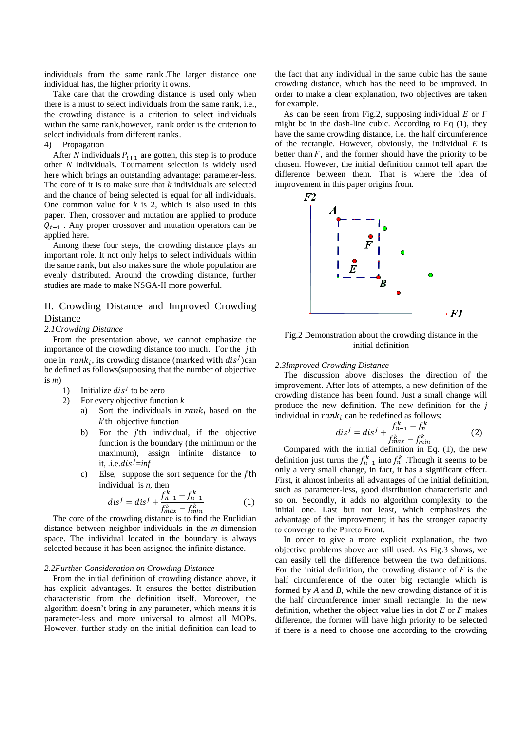individuals from the same rank .The larger distance one individual has, the higher priority it owns.

Take care that the crowding distance is used only when there is a must to select individuals from the same rank, i.e., the crowding distance is a criterion to select individuals within the same rank,however, rank order is the criterion to select individuals from different ranks.

4) Propagation

After $N$ individuals $P_{t+1}$ are gotten, this step is to produce other $N$ individuals. Tournament selection is widely used here which brings an outstanding advantage: parameter-less. The core of it is to make sure that $k$ individuals are selected and the chance of being selected is equal for all individuals. One common value for $k$ is 2, which is also used in this paper. Then, crossover and mutation are applied to produce $Q_{t+1}$ . Any proper crossover and mutation operators can be applied here.

Among these four steps, the crowding distance plays an important role. It not only helps to select individuals within the same rank, but also makes sure the whole population are evenly distributed. Around the crowding distance, further studies are made to make NSGA-II more powerful.

## II. Crowding Distance and Improved Crowding Distance

### *2.1Crowding Distance*

From the presentation above, we cannot emphasize the importance of the crowding distance too much. For the $j$'th one in $rank_i$, its crowding distance (marked with $dis^j$)can be defined as follows(supposing that the number of objective is $m$)

1) Initialize $dis^j$ to be zero
2) For every objective function $k$
   a) Sort the individuals in $rank_i$ based on the $k$'th objective function
   b) For the $j$'th individual, if the objective function is the boundary (the minimum or the maximum), assign infinite distance to it, .i.e.$dis^j$=*inf*
   c) Else, suppose the sort sequence for the $j$'th individual is $n$, then

$$dis^j = dis^j + \frac{f_{n+1}^k - f_{n-1}^k}{f_{max}^k - f_{min}^k} \tag{1}$$

The core of the crowding distance is to find the Euclidian distance between neighbor individuals in the $m$-dimension space. The individual located in the boundary is always selected because it has been assigned the infinite distance.

### *2.2Further Consideration on Crowding Distance*

From the initial definition of crowding distance above, it has explicit advantages. It ensures the better distribution characteristic from the definition itself. Moreover, the algorithm doesn't bring in any parameter, which means it is parameter-less and more universal to almost all MOPs. However, further study on the initial definition can lead to the fact that any individual in the same cubic has the same crowding distance, which has the need to be improved. In order to make a clear explanation, two objectives are taken for example.

As can be seen from Fig.2, supposing individual $E$ or $F$ might be in the dash-line cubic. According to Eq (1), they have the same crowding distance, i.e. the half circumference of the rectangle. However, obviously, the individual $E$ is better than $F$, and the former should have the priority to be chosen. However, the initial definition cannot tell apart the difference between them. That is where the idea of improvement in this paper origins from.

Fig.2 Demonstration about the crowding distance in the initial definition

### *2.3Improved Crowding Distance*

The discussion above discloses the direction of the improvement. After lots of attempts, a new definition of the crowding distance has been found. Just a small change will produce the new definition. The new definition for the $j$ individual in $rank_i$ can be redefined as follows:

$$dis^j = dis^j + \frac{f_{n+1}^k - f_n^k}{f_{max}^k - f_{min}^k} \tag{2}$$

Compared with the initial definition in Eq. (1), the new definition just turns the $f_{n-1}^k$ into $f_n^k$ .Though it seems to be only a very small change, in fact, it has a significant effect. First, it almost inherits all advantages of the initial definition, such as parameter-less, good distribution characteristic and so on. Secondly, it adds no algorithm complexity to the initial one. Last but not least, which emphasizes the advantage of the improvement; it has the stronger capacity to converge to the Pareto Front.

In order to give a more explicit explanation, the two objective problems above are still used. As Fig.3 shows, we can easily tell the difference between the two definitions. For the initial definition, the crowding distance of $F$ is the half circumference of the outer big rectangle which is formed by $A$ and $B$, while the new crowding distance of it is the half circumference inner small rectangle. In the new definition, whether the object value lies in dot $E$ or $F$ makes difference, the former will have high priority to be selected if there is a need to choose one according to the crowding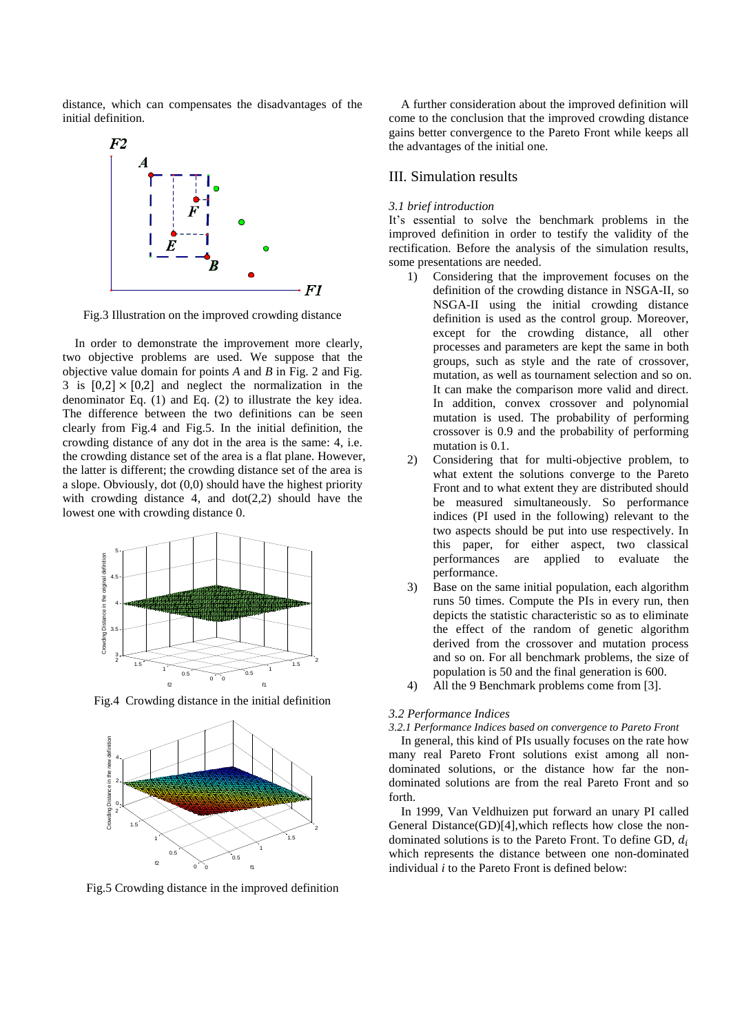distance, which can compensates the disadvantages of the initial definition.

Fig.3 Illustration on the improved crowding distance

In order to demonstrate the improvement more clearly, two objective problems are used. We suppose that the objective value domain for points *A* and *B* in Fig. 2 and Fig. 3 is $[0,2] \times [0,2]$ and neglect the normalization in the denominator Eq. (1) and Eq. (2) to illustrate the key idea. The difference between the two definitions can be seen clearly from Fig.4 and Fig.5. In the initial definition, the crowding distance of any dot in the area is the same: 4, i.e. the crowding distance set of the area is a flat plane. However, the latter is different; the crowding distance set of the area is a slope. Obviously, dot (0,0) should have the highest priority with crowding distance 4, and dot(2,2) should have the lowest one with crowding distance 0.

Fig.4 Crowding distance in the initial definition

Fig.5 Crowding distance in the improved definition

A further consideration about the improved definition will come to the conclusion that the improved crowding distance gains better convergence to the Pareto Front while keeps all the advantages of the initial one.

## III. Simulation results

### *3.1 brief introduction*

It's essential to solve the benchmark problems in the improved definition in order to testify the validity of the rectification. Before the analysis of the simulation results, some presentations are needed.

1) Considering that the improvement focuses on the definition of the crowding distance in NSGA-II, so NSGA-II using the initial crowding distance definition is used as the control group. Moreover, except for the crowding distance, all other processes and parameters are kept the same in both groups, such as style and the rate of crossover, mutation, as well as tournament selection and so on. It can make the comparison more valid and direct. In addition, convex crossover and polynomial mutation is used. The probability of performing crossover is 0.9 and the probability of performing mutation is 0.1.
2) Considering that for multi-objective problem, to what extent the solutions converge to the Pareto Front and to what extent they are distributed should be measured simultaneously. So performance indices (PI used in the following) relevant to the two aspects should be put into use respectively. In this paper, for either aspect, two classical performances are applied to evaluate the performance.
3) Base on the same initial population, each algorithm runs 50 times. Compute the PIs in every run, then depicts the statistic characteristic so as to eliminate the effect of the random of genetic algorithm derived from the crossover and mutation process and so on. For all benchmark problems, the size of population is 50 and the final generation is 600.
4) All the 9 Benchmark problems come from [3].

### *3.2 Performance Indices*

#### *3.2.1 Performance Indices based on convergence to Pareto Front*

In general, this kind of PIs usually focuses on the rate how many real Pareto Front solutions exist among all non-dominated solutions, or the distance how far the non-dominated solutions are from the real Pareto Front and so forth.

In 1999, Van Veldhuizen put forward an unary PI called General Distance(GD)[4],which reflects how close the non-dominated solutions is to the Pareto Front. To define GD, $d_i$ which represents the distance between one non-dominated individual *i* to the Pareto Front is defined below: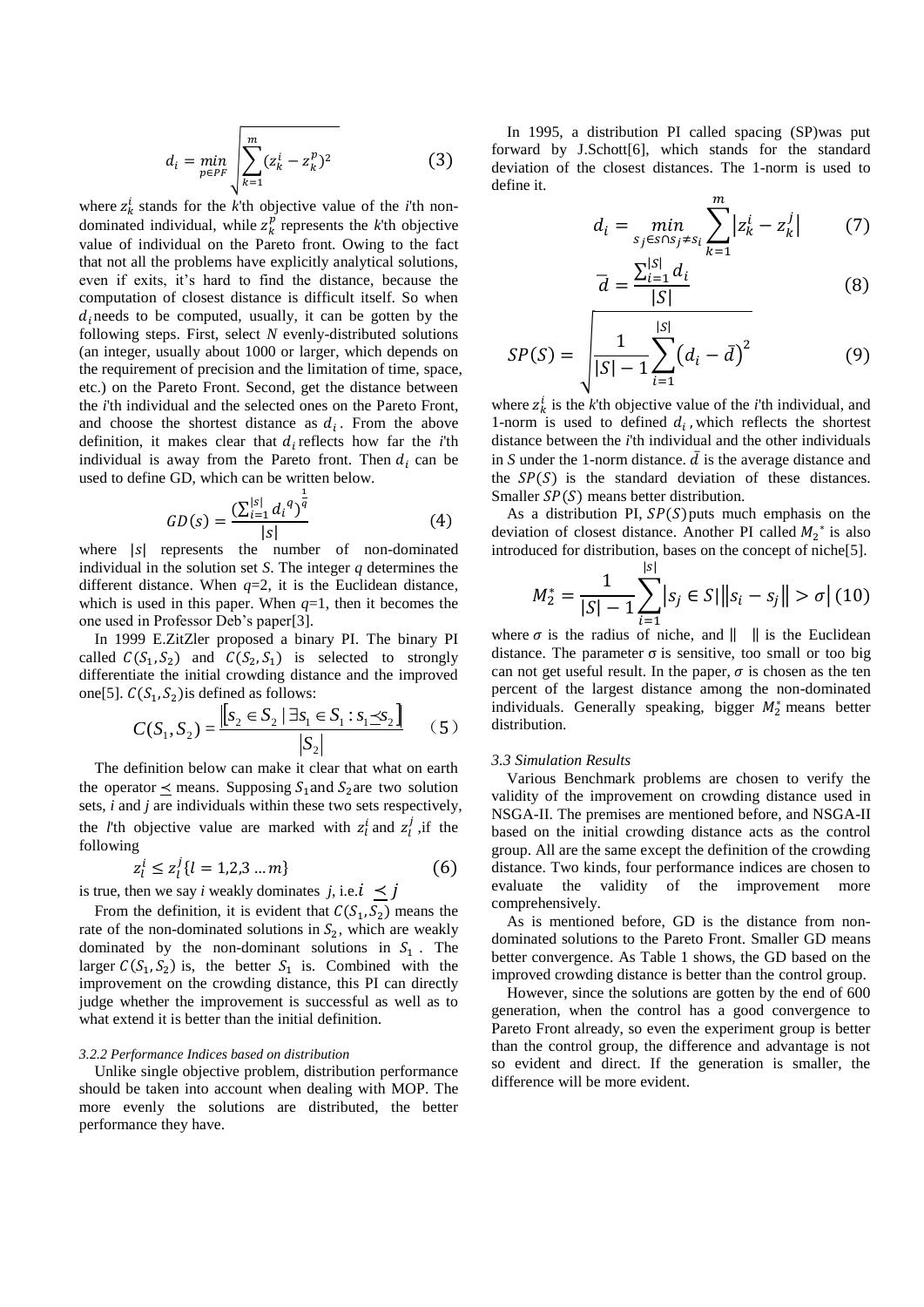$$d_i = \min_{p \in PF} \sqrt{\sum_{k=1}^{m} (z_k^i - z_k^p)^2} \qquad (3)$$

where $z_k^i$ stands for the *k*'th objective value of the *i*'th non-dominated individual, while $z_k^p$ represents the *k*'th objective value of individual on the Pareto front. Owing to the fact that not all the problems have explicitly analytical solutions, even if exits, it's hard to find the distance, because the computation of closest distance is difficult itself. So when $d_i$ needs to be computed, usually, it can be gotten by the following steps. First, select *N* evenly-distributed solutions (an integer, usually about 1000 or larger, which depends on the requirement of precision and the limitation of time, space, etc.) on the Pareto Front. Second, get the distance between the *i*'th individual and the selected ones on the Pareto Front, and choose the shortest distance as $d_i$. From the above definition, it makes clear that $d_i$ reflects how far the *i*'th individual is away from the Pareto front. Then $d_i$ can be used to define GD, which can be written below.

$$GD(s) = \frac{(\sum_{i=1}^{|s|} {d_i}^q)^{\frac{1}{q}}}{|s|} \qquad (4)$$

where $|s|$ represents the number of non-dominated individual in the solution set *S*. The integer *q* determines the different distance. When *q*=2, it is the Euclidean distance, which is used in this paper. When *q*=1, then it becomes the one used in Professor Deb's paper[3].

In 1999 E.ZitZler proposed a binary PI. The binary PI called $C(S_1, S_2)$ and $C(S_2, S_1)$ is selected to strongly differentiate the initial crowding distance and the improved one[5]. $C(S_1, S_2)$ is defined as follows:

$$C(S_1, S_2) = \frac{\left\| s_2 \in S_2 \mid \exists s_1 \in S_1 : s_1 \preceq s_2 \right\|}{|S_2|} \qquad (5)$$

The definition below can make it clear that what on earth the operator $\preceq$ means. Supposing $S_1$ and $S_2$ are two solution sets, *i* and *j* are individuals within these two sets respectively, the *l*'th objective value are marked with $z_l^i$ and $z_l^j$, if the following

$$z_l^i \le z_l^j \{l = 1,2,3 \ldots m\} \qquad (6)$$

is true, then we say *i* weakly dominates *j*, i.e. $i \preceq j$

From the definition, it is evident that $C(S_1, S_2)$ means the rate of the non-dominated solutions in $S_2$, which are weakly dominated by the non-dominant solutions in $S_1$. The larger $C(S_1, S_2)$ is, the better $S_1$ is. Combined with the improvement on the crowding distance, this PI can directly judge whether the improvement is successful as well as to what extend it is better than the initial definition.

#### *3.2.2 Performance Indices based on distribution*

Unlike single objective problem, distribution performance should be taken into account when dealing with MOP. The more evenly the solutions are distributed, the better performance they have.

In 1995, a distribution PI called spacing (SP)was put forward by J.Schott[6], which stands for the standard deviation of the closest distances. The 1-norm is used to define it.

$$d_i = \min_{s_j \in s \cap s_j \neq s_i} \sum_{k=1}^{m} \left| z_k^i - z_k^j \right| \qquad (7)$$

$$\bar{d} = \frac{\sum_{i=1}^{|S|} d_i}{|S|} \qquad (8)$$

$$SP(S) = \sqrt{\frac{1}{|S|-1} \sum_{i=1}^{|S|} \left( d_i - \bar{d} \right)^2} \qquad (9)$$

where $z_k^i$ is the *k*'th objective value of the *i*'th individual, and 1-norm is used to defined $d_i$, which reflects the shortest distance between the *i*'th individual and the other individuals in *S* under the 1-norm distance. $\bar{d}$ is the average distance and the $SP(S)$ is the standard deviation of these distances. Smaller $SP(S)$ means better distribution.

As a distribution PI, $SP(S)$ puts much emphasis on the deviation of closest distance. Another PI called $M_2^*$ is also introduced for distribution, bases on the concept of niche[5].

$$M_2^* = \frac{1}{|S|-1} \sum_{i=1}^{|S|} \left| s_j \in S \middle| \left\| s_i - s_j \right\| > \sigma \right| \qquad (10)$$

where $\sigma$ is the radius of niche, and $\| \ \|$ is the Euclidean distance. The parameter σ is sensitive, too small or too big can not get useful result. In the paper, $\sigma$ is chosen as the ten percent of the largest distance among the non-dominated individuals. Generally speaking, bigger $M_2^*$ means better distribution.

### *3.3 Simulation Results*

Various Benchmark problems are chosen to verify the validity of the improvement on crowding distance used in NSGA-II. The premises are mentioned before, and NSGA-II based on the initial crowding distance acts as the control group. All are the same except the definition of the crowding distance. Two kinds, four performance indices are chosen to evaluate the validity of the improvement more comprehensively.

As is mentioned before, GD is the distance from non-dominated solutions to the Pareto Front. Smaller GD means better convergence. As Table 1 shows, the GD based on the improved crowding distance is better than the control group.

However, since the solutions are gotten by the end of 600 generation, when the control has a good convergence to Pareto Front already, so even the experiment group is better than the control group, the difference and advantage is not so evident and direct. If the generation is smaller, the difference will be more evident.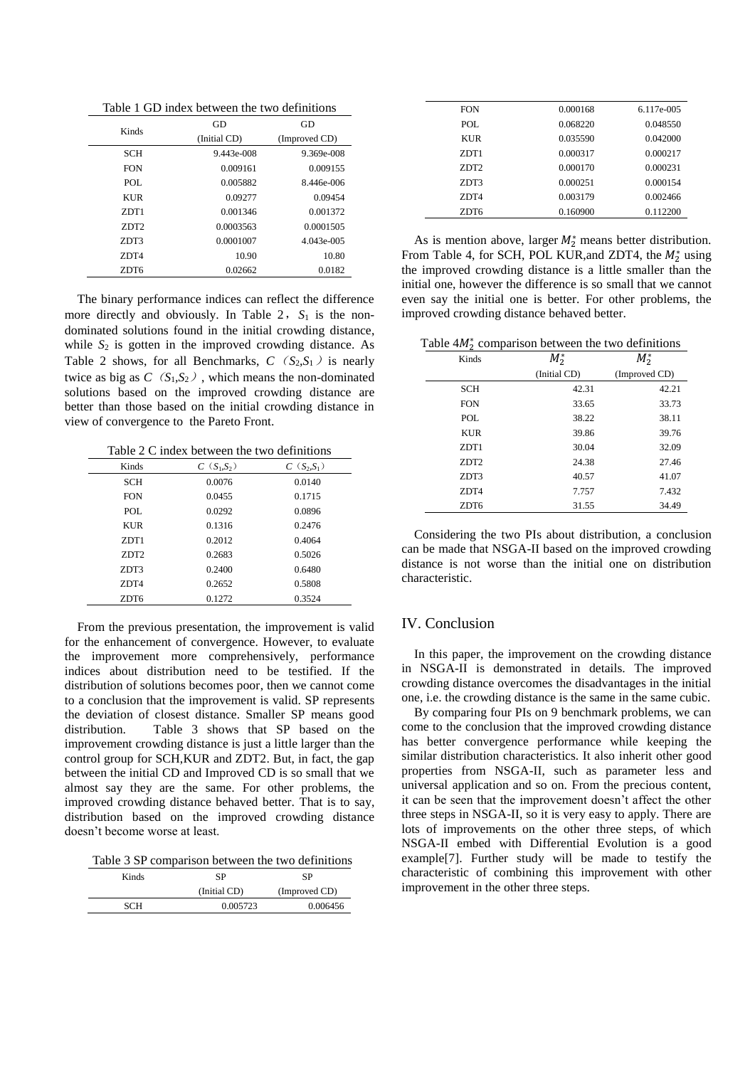Table 1 GD index between the two definitions

| Kinds | GD (Initial CD) | GD (Improved CD) |
|---|---|---|
| SCH | 9.443e-008 | 9.369e-008 |
| FON | 0.009161 | 0.009155 |
| POL | 0.005882 | 8.446e-006 |
| KUR | 0.09277 | 0.09454 |
| ZDT1 | 0.001346 | 0.001372 |
| ZDT2 | 0.0003563 | 0.0001505 |
| ZDT3 | 0.0001007 | 4.043e-005 |
| ZDT4 | 10.90 | 10.80 |
| ZDT6 | 0.02662 | 0.0182 |

The binary performance indices can reflect the difference more directly and obviously. In Table 2，$S_1$ is the non-dominated solutions found in the initial crowding distance, while $S_2$ is gotten in the improved crowding distance. As Table 2 shows, for all Benchmarks, $C(S_2,S_1)$ is nearly twice as big as $C(S_1,S_2)$, which means the non-dominated solutions based on the improved crowding distance are better than those based on the initial crowding distance in view of convergence to the Pareto Front.

Table 2 C index between the two definitions

| Kinds | $C(S_1,S_2)$ | $C(S_2,S_1)$ |
|---|---|---|
| SCH | 0.0076 | 0.0140 |
| FON | 0.0455 | 0.1715 |
| POL | 0.0292 | 0.0896 |
| KUR | 0.1316 | 0.2476 |
| ZDT1 | 0.2012 | 0.4064 |
| ZDT2 | 0.2683 | 0.5026 |
| ZDT3 | 0.2400 | 0.6480 |
| ZDT4 | 0.2652 | 0.5808 |
| ZDT6 | 0.1272 | 0.3524 |

From the previous presentation, the improvement is valid for the enhancement of convergence. However, to evaluate the improvement more comprehensively, performance indices about distribution need to be testified. If the distribution of solutions becomes poor, then we cannot come to a conclusion that the improvement is valid. SP represents the deviation of closest distance. Smaller SP means good distribution. Table 3 shows that SP based on the improvement crowding distance is just a little larger than the control group for SCH,KUR and ZDT2. But, in fact, the gap between the initial CD and Improved CD is so small that we almost say they are the same. For other problems, the improved crowding distance behaved better. That is to say, distribution based on the improved crowding distance doesn't become worse at least.

Table 3 SP comparison between the two definitions

| Kinds | SP (Initial CD) | SP (Improved CD) |
|---|---|---|
| SCH | 0.005723 | 0.006456 |
| FON | 0.000168 | 6.117e-005 |
| POL | 0.068220 | 0.048550 |
| KUR | 0.035590 | 0.042000 |
| ZDT1 | 0.000317 | 0.000217 |
| ZDT2 | 0.000170 | 0.000231 |
| ZDT3 | 0.000251 | 0.000154 |
| ZDT4 | 0.003179 | 0.002466 |
| ZDT6 | 0.160900 | 0.112200 |

As is mention above, larger $M_2^*$ means better distribution. From Table 4, for SCH, POL KUR,and ZDT4, the $M_2^*$ using the improved crowding distance is a little smaller than the initial one, however the difference is so small that we cannot even say the initial one is better. For other problems, the improved crowding distance behaved better.

Table 4 $M_2^*$ comparison between the two definitions

| Kinds | $M_2^*$ (Initial CD) | $M_2^*$ (Improved CD) |
|---|---|---|
| SCH | 42.31 | 42.21 |
| FON | 33.65 | 33.73 |
| POL | 38.22 | 38.11 |
| KUR | 39.86 | 39.76 |
| ZDT1 | 30.04 | 32.09 |
| ZDT2 | 24.38 | 27.46 |
| ZDT3 | 40.57 | 41.07 |
| ZDT4 | 7.757 | 7.432 |
| ZDT6 | 31.55 | 34.49 |

Considering the two PIs about distribution, a conclusion can be made that NSGA-II based on the improved crowding distance is not worse than the initial one on distribution characteristic.

## IV. Conclusion

In this paper, the improvement on the crowding distance in NSGA-II is demonstrated in details. The improved crowding distance overcomes the disadvantages in the initial one, i.e. the crowding distance is the same in the same cubic.

By comparing four PIs on 9 benchmark problems, we can come to the conclusion that the improved crowding distance has better convergence performance while keeping the similar distribution characteristics. It also inherit other good properties from NSGA-II, such as parameter less and universal application and so on. From the precious content, it can be seen that the improvement doesn't affect the other three steps in NSGA-II, so it is very easy to apply. There are lots of improvements on the other three steps, of which NSGA-II embed with Differential Evolution is a good example[7]. Further study will be made to testify the characteristic of combining this improvement with other improvement in the other three steps.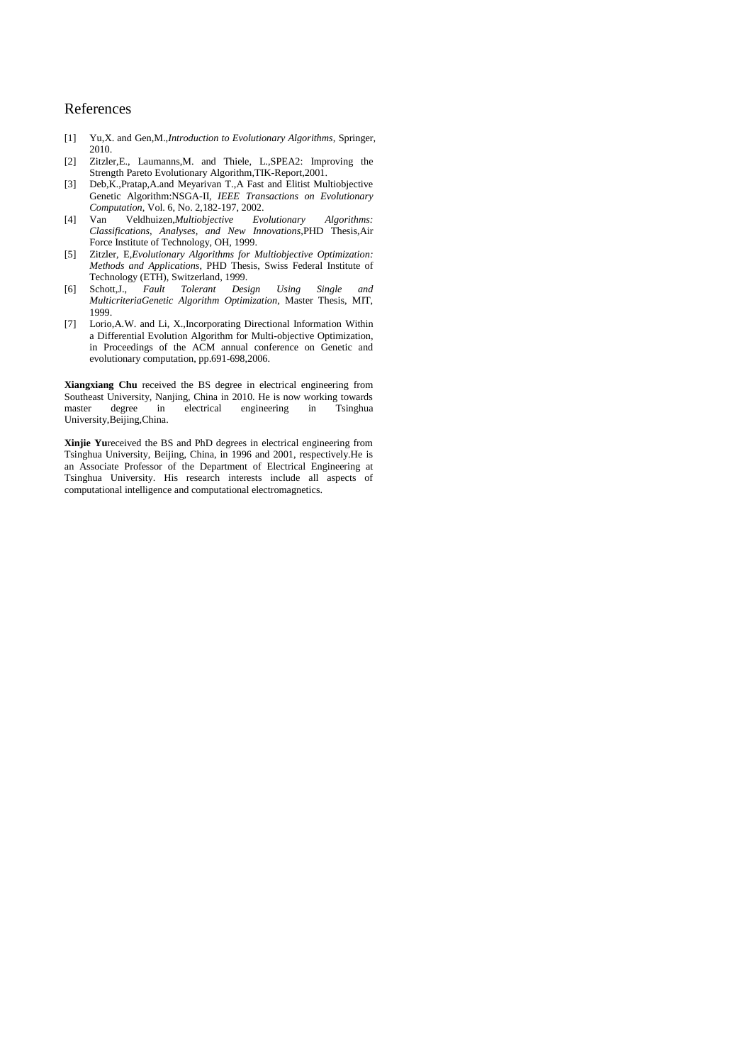# References

[1] Yu,X. and Gen,M.,*Introduction to Evolutionary Algorithms*, Springer, 2010.

[2] Zitzler,E., Laumanns,M. and Thiele, L.,SPEA2: Improving the Strength Pareto Evolutionary Algorithm,TIK-Report,2001.

[3] Deb,K.,Pratap,A.and Meyarivan T.,A Fast and Elitist Multiobjective Genetic Algorithm:NSGA-II, *IEEE Transactions on Evolutionary Computation*, Vol. 6, No. 2,182-197, 2002.

[4] Van Veldhuizen,*Multiobjective Evolutionary Algorithms: Classifications, Analyses, and New Innovations*,PHD Thesis,Air Force Institute of Technology, OH, 1999.

[5] Zitzler, E,*Evolutionary Algorithms for Multiobjective Optimization: Methods and Applications*, PHD Thesis, Swiss Federal Institute of Technology (ETH), Switzerland, 1999.

[6] Schott,J., *Fault Tolerant Design Using Single and MulticriteriaGenetic Algorithm Optimization*, Master Thesis, MIT, 1999.

[7] Lorio,A.W. and Li, X.,Incorporating Directional Information Within a Differential Evolution Algorithm for Multi-objective Optimization, in Proceedings of the ACM annual conference on Genetic and evolutionary computation, pp.691-698,2006.

**Xiangxiang Chu** received the BS degree in electrical engineering from Southeast University, Nanjing, China in 2010. He is now working towards master degree in electrical engineering in Tsinghua University,Beijing,China.

**Xinjie Yu**received the BS and PhD degrees in electrical engineering from Tsinghua University, Beijing, China, in 1996 and 2001, respectively.He is an Associate Professor of the Department of Electrical Engineering at Tsinghua University. His research interests include all aspects of computational intelligence and computational electromagnetics.